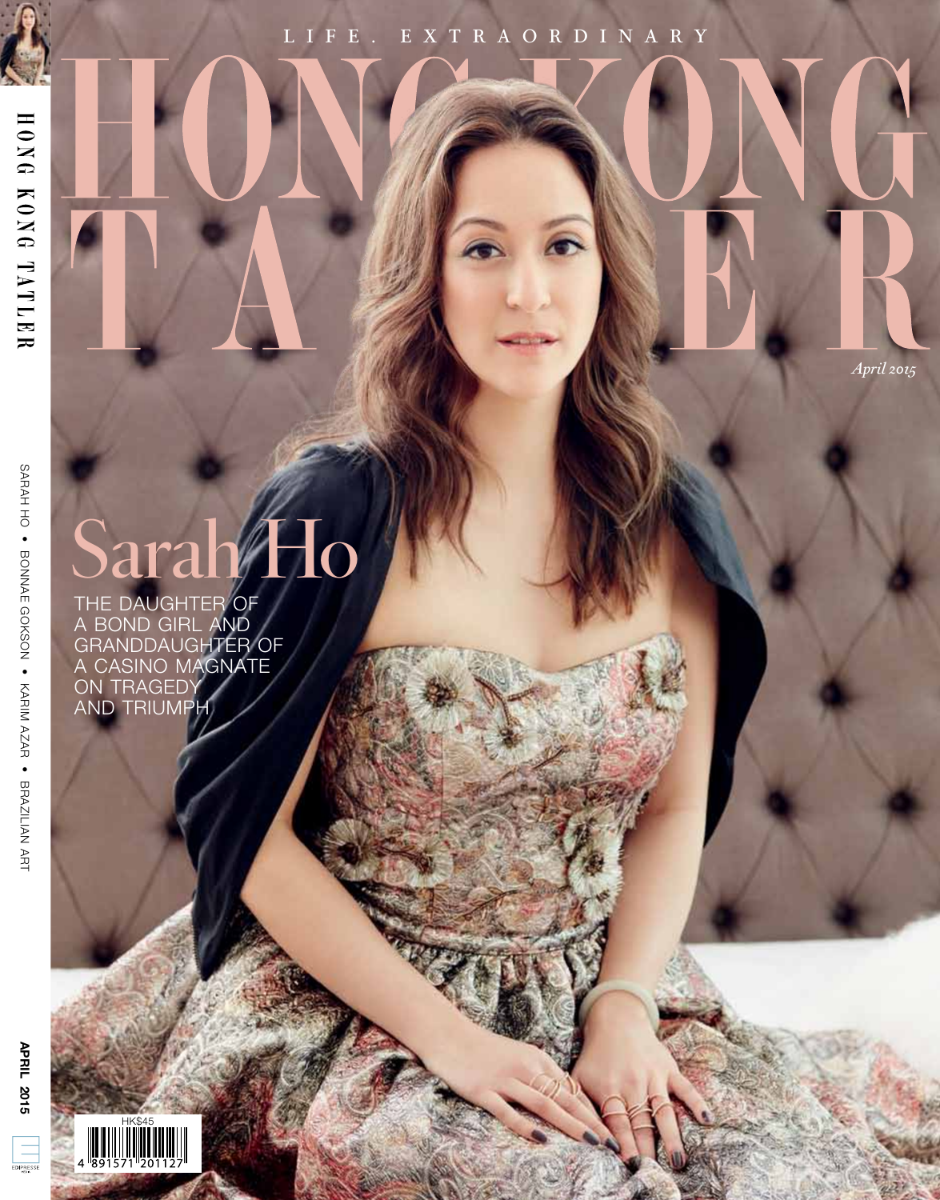LIFE. EXTRAORDINARY

# HONG KONG TATLER

*April 2015*

## Sarah Ho

THE DAUGHTER OF A BOND GIRL AND GRANDDAUGHTER OF A CASINO MAGNATE ON TRAGEDY AND TRIUMPH

HONG KONG TATLER

SARAH HO • BONNAE GOKSON • KARIM AZAR • BRAZILIAN ART

APRIL 2015

HK$45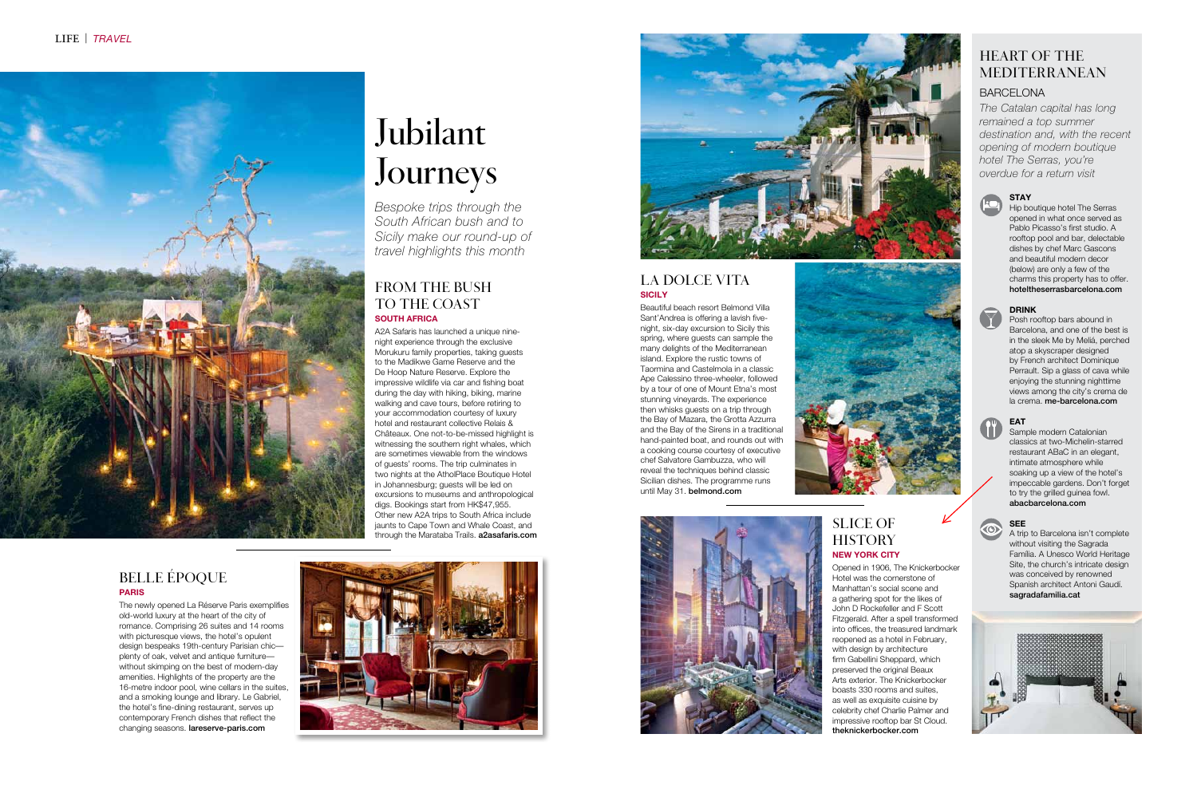# Jubilant Journeys

*Bespoke trips through the South African bush and to Sicily make our round-up of travel highlights this month*

## FROM THE BUSH TO THE COAST

**SOUTH AFRICA**

A2A Safaris has launched a unique nine-night experience through the exclusive Morukuru family properties, taking guests to the Madikwe Game Reserve and the De Hoop Nature Reserve. Explore the impressive wildlife via car and fishing boat during the day with hiking, biking, marine walking and cave tours, before retiring to your accommodation courtesy of luxury hotel and restaurant collective Relais & Châteaux. One not-to-be-missed highlight is witnessing the southern right whales, which are sometimes viewable from the windows of guests' rooms. The trip culminates in two nights at the AtholPlace Boutique Hotel in Johannesburg; guests will be led on excursions to museums and anthropological digs. Bookings start from HK$47,955. Other new A2A trips to South Africa include jaunts to Cape Town and Whale Coast, and through the Marataba Trails. **a2asafaris.com**

## BELLE ÉPOQUE

**PARIS**

The newly opened La Réserve Paris exemplifies old-world luxury at the heart of the city of romance. Comprising 26 suites and 14 rooms with picturesque views, the hotel's opulent design bespeaks 19th-century Parisian chic—plenty of oak, velvet and antique furniture—without skimping on the best of modern-day amenities. Highlights of the property are the 16-metre indoor pool, wine cellars in the suites, and a smoking lounge and library. Le Gabriel, the hotel's fine-dining restaurant, serves up contemporary French dishes that reflect the changing seasons. **lareserve-paris.com**

## LA DOLCE VITA

**SICILY**

Beautiful beach resort Belmond Villa Sant'Andrea is offering a lavish five-night, six-day excursion to Sicily this spring, where guests can sample the many delights of the Mediterranean island. Explore the rustic towns of Taormina and Castelmola in a classic Ape Calessino three-wheeler, followed by a tour of one of Mount Etna's most stunning vineyards. The experience then whisks guests on a trip through the Bay of Mazara, the Grotta Azzurra and the Bay of the Sirens in a traditional hand-painted boat, and rounds out with a cooking course courtesy of executive chef Salvatore Gambuzza, who will reveal the techniques behind classic Sicilian dishes. The programme runs until May 31. **belmond.com**

## SLICE OF HISTORY

**NEW YORK CITY**

Opened in 1906, The Knickerbocker Hotel was the cornerstone of Manhattan's social scene and a gathering spot for the likes of John D Rockefeller and F Scott Fitzgerald. After a spell transformed into offices, the treasured landmark reopened as a hotel in February, with design by architecture firm Gabellini Sheppard, which preserved the original Beaux Arts exterior. The Knickerbocker boasts 330 rooms and suites, as well as exquisite cuisine by celebrity chef Charlie Palmer and impressive rooftop bar St Cloud. **theknickerbocker.com**

## HEART OF THE MEDITERRANEAN

### BARCELONA

*The Catalan capital has long remained a top summer destination and, with the recent opening of modern boutique hotel The Serras, you're overdue for a return visit*

**STAY**

Hip boutique hotel The Serras opened in what once served as Pablo Picasso's first studio. A rooftop pool and bar, delectable dishes by chef Marc Gascons and beautiful modern decor (below) are only a few of the charms this property has to offer. **hoteltheserrasbarcelona.com**

**DRINK**

Posh rooftop bars abound in Barcelona, and one of the best is in the sleek Me by Meliá, perched atop a skyscraper designed by French architect Dominique Perrault. Sip a glass of cava while enjoying the stunning nighttime views among the city's crema de la crema. **me-barcelona.com**

**EAT**

Sample modern Catalonian classics at two-Michelin-starred restaurant ABaC in an elegant, intimate atmosphere while soaking up a view of the hotel's impeccable gardens. Don't forget to try the grilled guinea fowl. **abacbarcelona.com**

**SEE**

A trip to Barcelona isn't complete without visiting the Sagrada Familia. A Unesco World Heritage Site, the church's intricate design was conceived by renowned Spanish architect Antoni Gaudi. **sagradafamilia.cat**